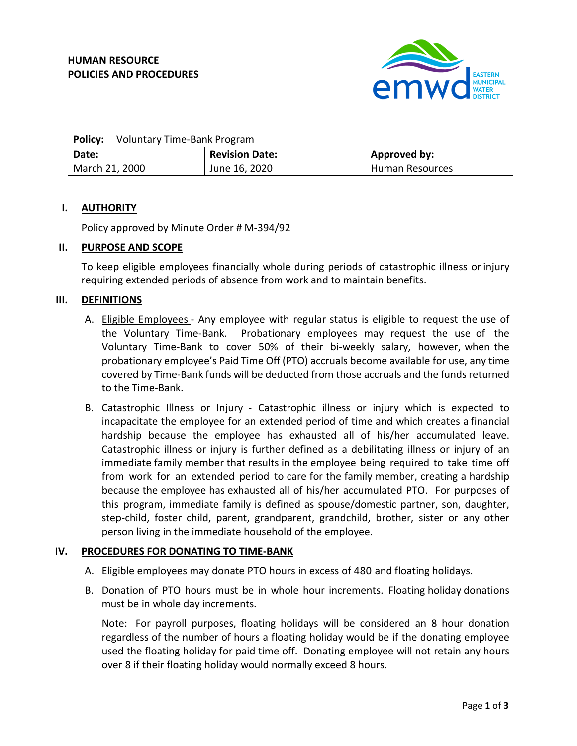**HUMAN RESOURCE**
**POLICIES AND PROCEDURES**

| **Policy:** | Voluntary Time-Bank Program | |
|---|---|---|
| **Date:** | **Revision Date:** | **Approved by:** |
| March 21, 2000 | June 16, 2020 | Human Resources |

## I. AUTHORITY

Policy approved by Minute Order # M-394/92

## II. PURPOSE AND SCOPE

To keep eligible employees financially whole during periods of catastrophic illness or injury requiring extended periods of absence from work and to maintain benefits.

## III. DEFINITIONS

A. Eligible Employees - Any employee with regular status is eligible to request the use of the Voluntary Time-Bank. Probationary employees may request the use of the Voluntary Time-Bank to cover 50% of their bi-weekly salary, however, when the probationary employee's Paid Time Off (PTO) accruals become available for use, any time covered by Time-Bank funds will be deducted from those accruals and the funds returned to the Time-Bank.

B. Catastrophic Illness or Injury - Catastrophic illness or injury which is expected to incapacitate the employee for an extended period of time and which creates a financial hardship because the employee has exhausted all of his/her accumulated leave. Catastrophic illness or injury is further defined as a debilitating illness or injury of an immediate family member that results in the employee being required to take time off from work for an extended period to care for the family member, creating a hardship because the employee has exhausted all of his/her accumulated PTO. For purposes of this program, immediate family is defined as spouse/domestic partner, son, daughter, step-child, foster child, parent, grandparent, grandchild, brother, sister or any other person living in the immediate household of the employee.

## IV. PROCEDURES FOR DONATING TO TIME-BANK

A. Eligible employees may donate PTO hours in excess of 480 and floating holidays.

B. Donation of PTO hours must be in whole hour increments. Floating holiday donations must be in whole day increments.

Note: For payroll purposes, floating holidays will be considered an 8 hour donation regardless of the number of hours a floating holiday would be if the donating employee used the floating holiday for paid time off. Donating employee will not retain any hours over 8 if their floating holiday would normally exceed 8 hours.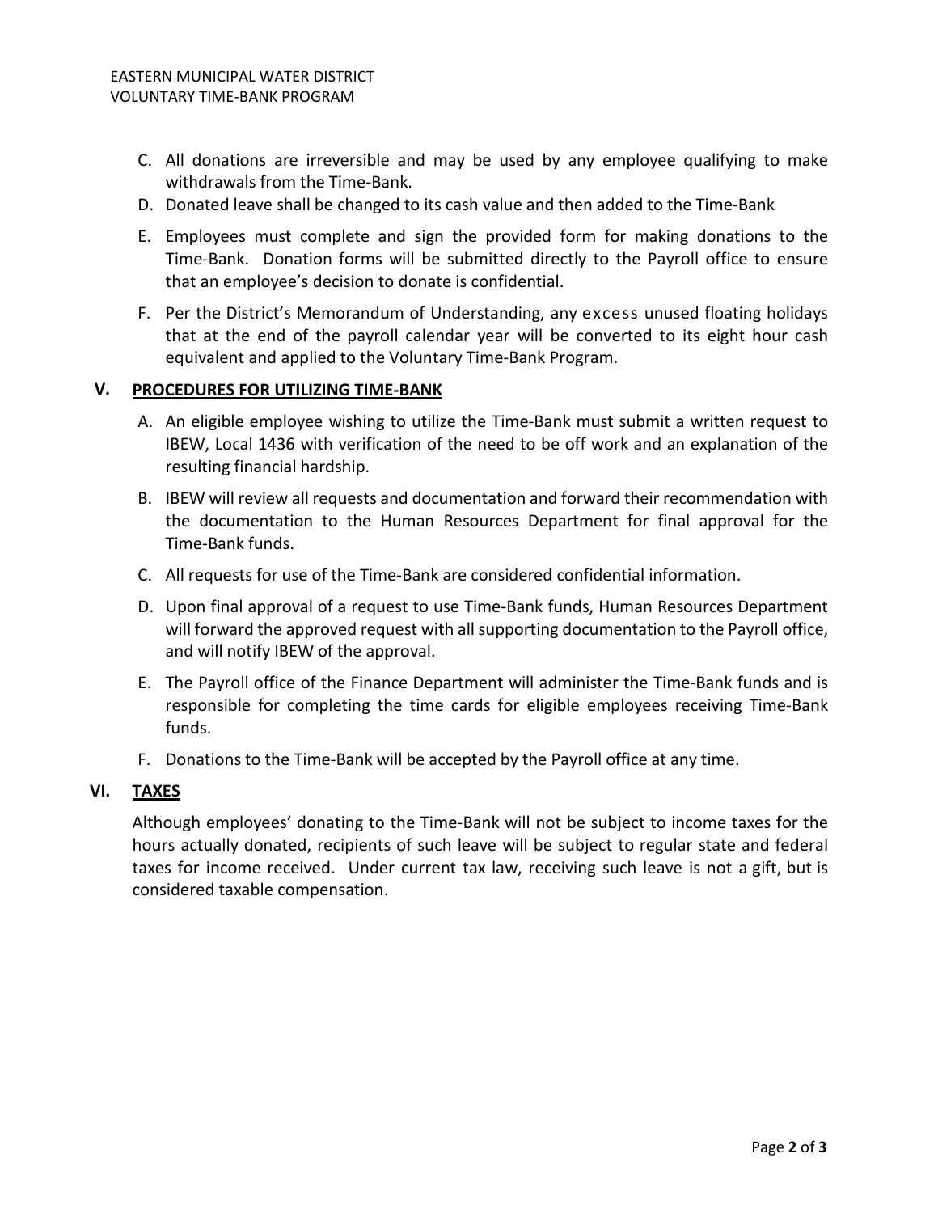C. All donations are irreversible and may be used by any employee qualifying to make withdrawals from the Time-Bank.

D. Donated leave shall be changed to its cash value and then added to the Time-Bank

E. Employees must complete and sign the provided form for making donations to the Time-Bank. Donation forms will be submitted directly to the Payroll office to ensure that an employee's decision to donate is confidential.

F. Per the District's Memorandum of Understanding, any excess unused floating holidays that at the end of the payroll calendar year will be converted to its eight hour cash equivalent and applied to the Voluntary Time-Bank Program.

## V. PROCEDURES FOR UTILIZING TIME-BANK

A. An eligible employee wishing to utilize the Time-Bank must submit a written request to IBEW, Local 1436 with verification of the need to be off work and an explanation of the resulting financial hardship.

B. IBEW will review all requests and documentation and forward their recommendation with the documentation to the Human Resources Department for final approval for the Time-Bank funds.

C. All requests for use of the Time-Bank are considered confidential information.

D. Upon final approval of a request to use Time-Bank funds, Human Resources Department will forward the approved request with all supporting documentation to the Payroll office, and will notify IBEW of the approval.

E. The Payroll office of the Finance Department will administer the Time-Bank funds and is responsible for completing the time cards for eligible employees receiving Time-Bank funds.

F. Donations to the Time-Bank will be accepted by the Payroll office at any time.

## VI. TAXES

Although employees' donating to the Time-Bank will not be subject to income taxes for the hours actually donated, recipients of such leave will be subject to regular state and federal taxes for income received. Under current tax law, receiving such leave is not a gift, but is considered taxable compensation.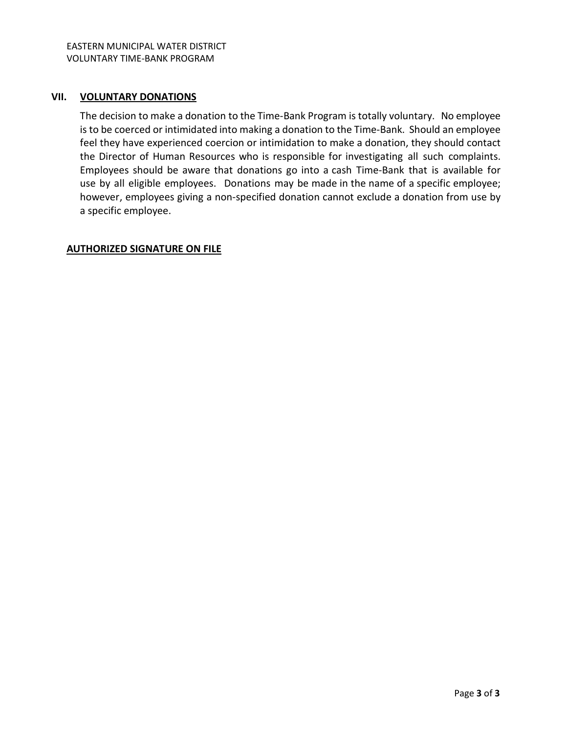## VII. VOLUNTARY DONATIONS

The decision to make a donation to the Time-Bank Program is totally voluntary. No employee is to be coerced or intimidated into making a donation to the Time-Bank. Should an employee feel they have experienced coercion or intimidation to make a donation, they should contact the Director of Human Resources who is responsible for investigating all such complaints. Employees should be aware that donations go into a cash Time-Bank that is available for use by all eligible employees. Donations may be made in the name of a specific employee; however, employees giving a non-specified donation cannot exclude a donation from use by a specific employee.

**AUTHORIZED SIGNATURE ON FILE**